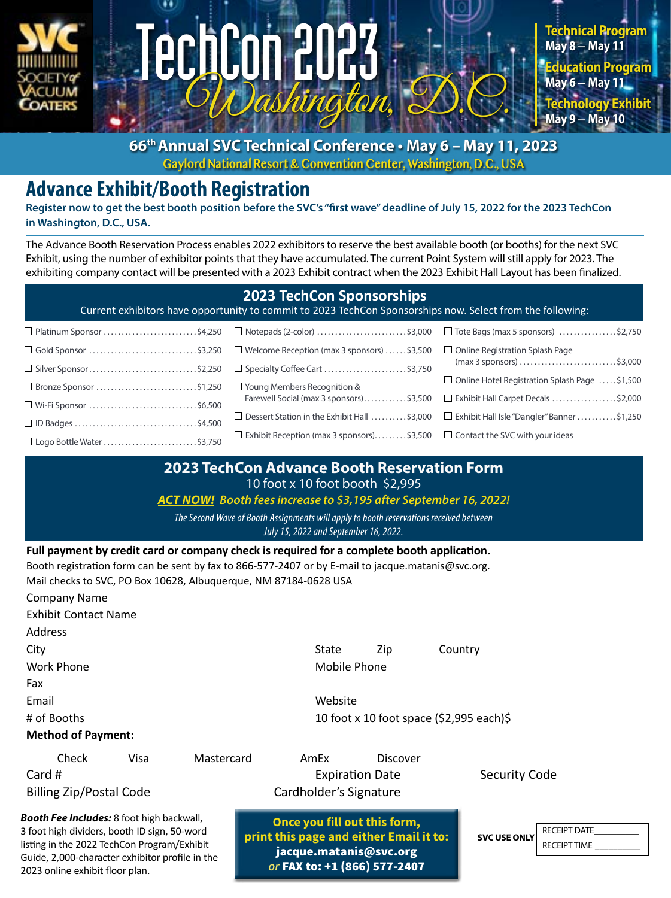# TechCon 2023 Washington, D.C.

SVC Society of Vacuum Coaters

**Technical Program**
May 8 – May 11

**Education Program**
May 6 – May 11

**Technology Exhibit**
May 9 – May 10

**66th Annual SVC Technical Conference • May 6 – May 11, 2023**
Gaylord National Resort & Convention Center, Washington, D.C., USA

## Advance Exhibit/Booth Registration

**Register now to get the best booth position before the SVC's "first wave" deadline of July 15, 2022 for the 2023 TechCon in Washington, D.C., USA.**

The Advance Booth Reservation Process enables 2022 exhibitors to reserve the best available booth (or booths) for the next SVC Exhibit, using the number of exhibitor points that they have accumulated. The current Point System will still apply for 2023. The exhibiting company contact will be presented with a 2023 Exhibit contract when the 2023 Exhibit Hall Layout has been finalized.

### 2023 TechCon Sponsorships

Current exhibitors have opportunity to commit to 2023 TechCon Sponsorships now. Select from the following:

- ☐ Platinum Sponsor .......... $4,250
- ☐ Gold Sponsor .......... $3,250
- ☐ Silver Sponsor .......... $2,250
- ☐ Bronze Sponsor .......... $1,250
- ☐ Wi-Fi Sponsor .......... $6,500
- ☐ ID Badges .......... $4,500
- ☐ Logo Bottle Water .......... $3,750
- ☐ Notepads (2-color) .......... $3,000
- ☐ Welcome Reception (max 3 sponsors) .......... $3,500
- ☐ Specialty Coffee Cart .......... $3,750
- ☐ Young Members Recognition & Farewell Social (max 3 sponsors) .......... $3,500
- ☐ Dessert Station in the Exhibit Hall .......... $3,000
- ☐ Exhibit Reception (max 3 sponsors) .......... $3,500
- ☐ Tote Bags (max 5 sponsors) .......... $2,750
- ☐ Online Registration Splash Page (max 3 sponsors) .......... $3,000
- ☐ Online Hotel Registration Splash Page .......... $1,500
- ☐ Exhibit Hall Carpet Decals .......... $2,000
- ☐ Exhibit Hall Isle "Dangler" Banner .......... $1,250
- ☐ Contact the SVC with your ideas

### 2023 TechCon Advance Booth Reservation Form

10 foot x 10 foot booth $2,995

***ACT NOW!* Booth fees increase to $3,195 after September 16, 2022!**

*The Second Wave of Booth Assignments will apply to booth reservations received between July 15, 2022 and September 16, 2022.*

**Full payment by credit card or company check is required for a complete booth application.**
Booth registration form can be sent by fax to 866-577-2407 or by E-mail to jacque.matanis@svc.org.
Mail checks to SVC, PO Box 10628, Albuquerque, NM 87184-0628 USA

Company Name

Exhibit Contact Name

Address

City | State | Zip | Country

Work Phone | Mobile Phone

Fax

Email | Website

# of Booths | 10 foot x 10 foot space ($2,995 each)$

**Method of Payment:**

Check | Visa | Mastercard | AmEx | Discover

Card # | Expiration Date | Security Code

Billing Zip/Postal Code | Cardholder's Signature

***Booth Fee Includes:*** 8 foot high backwall, 3 foot high dividers, booth ID sign, 50-word listing in the 2022 TechCon Program/Exhibit Guide, 2,000-character exhibitor profile in the 2023 online exhibit floor plan.

**Once you fill out this form, print this page and either Email it to: jacque.matanis@svc.org *or* FAX to: +1 (866) 577-2407**

**SVC USE ONLY**
RECEIPT DATE__________
RECEIPT TIME __________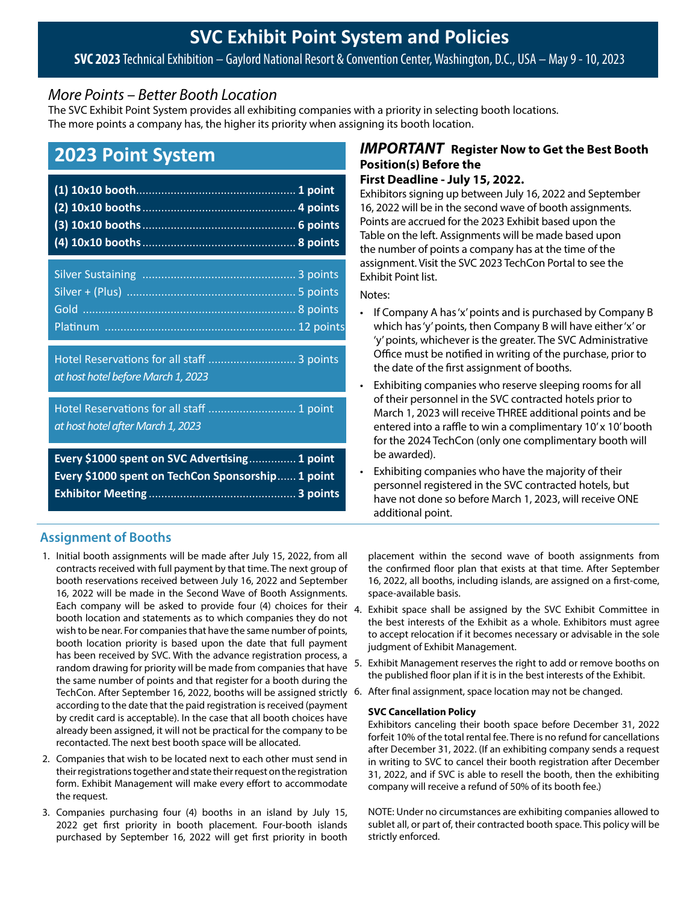# SVC Exhibit Point System and Policies

**SVC 2023** Technical Exhibition – Gaylord National Resort & Convention Center, Washington, D.C., USA – May 9 - 10, 2023

## *More Points – Better Booth Location*

The SVC Exhibit Point System provides all exhibiting companies with a priority in selecting booth locations. The more points a company has, the higher its priority when assigning its booth location.

## 2023 Point System

| | |
|---|---|
| **(1) 10x10 booth** | **1 point** |
| **(2) 10x10 booths** | **4 points** |
| **(3) 10x10 booths** | **6 points** |
| **(4) 10x10 booths** | **8 points** |
| Silver Sustaining | 3 points |
| Silver + (Plus) | 5 points |
| Gold | 8 points |
| Platinum | 12 points |
| Hotel Reservations for all staff *at host hotel before March 1, 2023* | 3 points |
| Hotel Reservations for all staff *at host hotel after March 1, 2023* | 1 point |
| **Every $1000 spent on SVC Advertising** | **1 point** |
| **Every $1000 spent on TechCon Sponsorship** | **1 point** |
| **Exhibitor Meeting** | **3 points** |

### *IMPORTANT* Register Now to Get the Best Booth Position(s) Before the First Deadline - July 15, 2022.

Exhibitors signing up between July 16, 2022 and September 16, 2022 will be in the second wave of booth assignments. Points are accrued for the 2023 Exhibit based upon the Table on the left. Assignments will be made based upon the number of points a company has at the time of the assignment. Visit the SVC 2023 TechCon Portal to see the Exhibit Point list.

Notes:

- If Company A has 'x' points and is purchased by Company B which has 'y' points, then Company B will have either 'x' or 'y' points, whichever is the greater. The SVC Administrative Office must be notified in writing of the purchase, prior to the date of the first assignment of booths.
- Exhibiting companies who reserve sleeping rooms for all of their personnel in the SVC contracted hotels prior to March 1, 2023 will receive THREE additional points and be entered into a raffle to win a complimentary 10' x 10' booth for the 2024 TechCon (only one complimentary booth will be awarded).
- Exhibiting companies who have the majority of their personnel registered in the SVC contracted hotels, but have not done so before March 1, 2023, will receive ONE additional point.

## Assignment of Booths

1. Initial booth assignments will be made after July 15, 2022, from all contracts received with full payment by that time. The next group of booth reservations received between July 16, 2022 and September 16, 2022 will be made in the Second Wave of Booth Assignments. Each company will be asked to provide four (4) choices for their booth location and statements as to which companies they do not wish to be near. For companies that have the same number of points, booth location priority is based upon the date that full payment has been received by SVC. With the advance registration process, a random drawing for priority will be made from companies that have the same number of points and that register for a booth during the TechCon. After September 16, 2022, booths will be assigned strictly according to the date that the paid registration is received (payment by credit card is acceptable). In the case that all booth choices have already been assigned, it will not be practical for the company to be recontacted. The next best booth space will be allocated.
2. Companies that wish to be located next to each other must send in their registrations together and state their request on the registration form. Exhibit Management will make every effort to accommodate the request.
3. Companies purchasing four (4) booths in an island by July 15, 2022 get first priority in booth placement. Four-booth islands purchased by September 16, 2022 will get first priority in booth placement within the second wave of booth assignments from the confirmed floor plan that exists at that time. After September 16, 2022, all booths, including islands, are assigned on a first-come, space-available basis.
4. Exhibit space shall be assigned by the SVC Exhibit Committee in the best interests of the Exhibit as a whole. Exhibitors must agree to accept relocation if it becomes necessary or advisable in the sole judgment of Exhibit Management.
5. Exhibit Management reserves the right to add or remove booths on the published floor plan if it is in the best interests of the Exhibit.
6. After final assignment, space location may not be changed.

**SVC Cancellation Policy**

Exhibitors canceling their booth space before December 31, 2022 forfeit 10% of the total rental fee. There is no refund for cancellations after December 31, 2022. (If an exhibiting company sends a request in writing to SVC to cancel their booth registration after December 31, 2022, and if SVC is able to resell the booth, then the exhibiting company will receive a refund of 50% of its booth fee.)

NOTE: Under no circumstances are exhibiting companies allowed to sublet all, or part of, their contracted booth space. This policy will be strictly enforced.